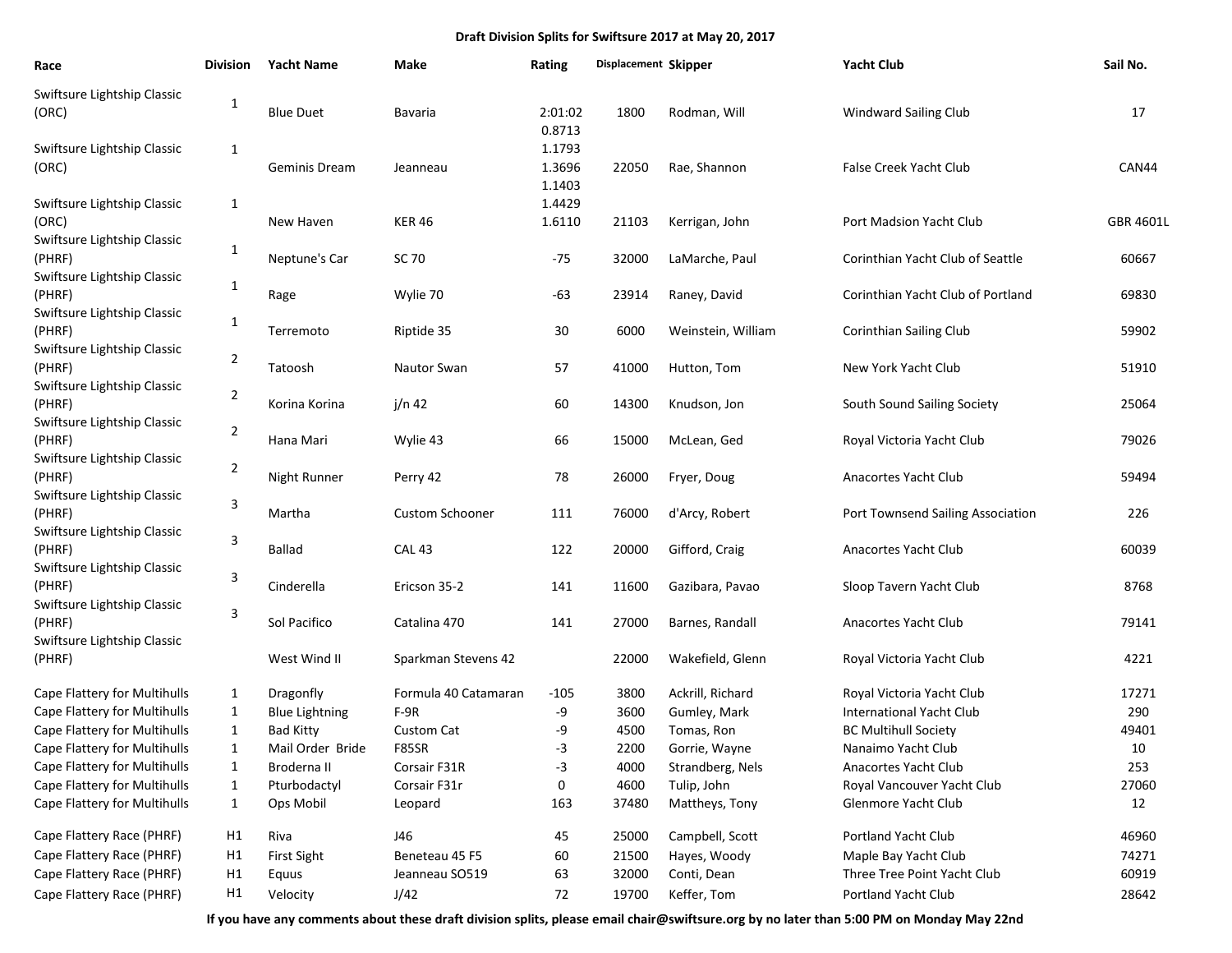**Draft Division Splits for Swiftsure 2017 at May 20, 2017**

| Race | Division | Yacht Name | Make | Rating | Displacement | Skipper | Yacht Club | Sail No. |
|---|---|---|---|---|---|---|---|---|
| Swiftsure Lightship Classic (ORC) | 1 | Blue Duet | Bavaria | 2:01:02 0.8713 | 1800 | Rodman, Will | Windward Sailing Club | 17 |
| Swiftsure Lightship Classic (ORC) | 1 | Geminis Dream | Jeanneau | 1.1793 1.3696 1.1403 | 22050 | Rae, Shannon | False Creek Yacht Club | CAN44 |
| Swiftsure Lightship Classic (ORC) | 1 | New Haven | KER 46 | 1.4429 1.6110 | 21103 | Kerrigan, John | Port Madsion Yacht Club | GBR 4601L |
| Swiftsure Lightship Classic (PHRF) | 1 | Neptune's Car | SC 70 | -75 | 32000 | LaMarche, Paul | Corinthian Yacht Club of Seattle | 60667 |
| Swiftsure Lightship Classic (PHRF) | 1 | Rage | Wylie 70 | -63 | 23914 | Raney, David | Corinthian Yacht Club of Portland | 69830 |
| Swiftsure Lightship Classic (PHRF) | 1 | Terremoto | Riptide 35 | 30 | 6000 | Weinstein, William | Corinthian Sailing Club | 59902 |
| Swiftsure Lightship Classic (PHRF) | 2 | Tatoosh | Nautor Swan | 57 | 41000 | Hutton, Tom | New York Yacht Club | 51910 |
| Swiftsure Lightship Classic (PHRF) | 2 | Korina Korina | j/n 42 | 60 | 14300 | Knudson, Jon | South Sound Sailing Society | 25064 |
| Swiftsure Lightship Classic (PHRF) | 2 | Hana Mari | Wylie 43 | 66 | 15000 | McLean, Ged | Royal Victoria Yacht Club | 79026 |
| Swiftsure Lightship Classic (PHRF) | 2 | Night Runner | Perry 42 | 78 | 26000 | Fryer, Doug | Anacortes Yacht Club | 59494 |
| Swiftsure Lightship Classic (PHRF) | 3 | Martha | Custom Schooner | 111 | 76000 | d'Arcy, Robert | Port Townsend Sailing Association | 226 |
| Swiftsure Lightship Classic (PHRF) | 3 | Ballad | CAL 43 | 122 | 20000 | Gifford, Craig | Anacortes Yacht Club | 60039 |
| Swiftsure Lightship Classic (PHRF) | 3 | Cinderella | Ericson 35-2 | 141 | 11600 | Gazibara, Pavao | Sloop Tavern Yacht Club | 8768 |
| Swiftsure Lightship Classic (PHRF) | 3 | Sol Pacifico | Catalina 470 | 141 | 27000 | Barnes, Randall | Anacortes Yacht Club | 79141 |
| Swiftsure Lightship Classic (PHRF) | | West Wind II | Sparkman Stevens 42 | | 22000 | Wakefield, Glenn | Royal Victoria Yacht Club | 4221 |
| Cape Flattery for Multihulls | 1 | Dragonfly | Formula 40 Catamaran | -105 | 3800 | Ackrill, Richard | Royal Victoria Yacht Club | 17271 |
| Cape Flattery for Multihulls | 1 | Blue Lightning | F-9R | -9 | 3600 | Gumley, Mark | International Yacht Club | 290 |
| Cape Flattery for Multihulls | 1 | Bad Kitty | Custom Cat | -9 | 4500 | Tomas, Ron | BC Multihull Society | 49401 |
| Cape Flattery for Multihulls | 1 | Mail Order Bride | F85SR | -3 | 2200 | Gorrie, Wayne | Nanaimo Yacht Club | 10 |
| Cape Flattery for Multihulls | 1 | Broderna II | Corsair F31R | -3 | 4000 | Strandberg, Nels | Anacortes Yacht Club | 253 |
| Cape Flattery for Multihulls | 1 | Pturbodactyl | Corsair F31r | 0 | 4600 | Tulip, John | Royal Vancouver Yacht Club | 27060 |
| Cape Flattery for Multihulls | 1 | Ops Mobil | Leopard | 163 | 37480 | Mattheys, Tony | Glenmore Yacht Club | 12 |
| Cape Flattery Race (PHRF) | H1 | Riva | J46 | 45 | 25000 | Campbell, Scott | Portland Yacht Club | 46960 |
| Cape Flattery Race (PHRF) | H1 | First Sight | Beneteau 45 F5 | 60 | 21500 | Hayes, Woody | Maple Bay Yacht Club | 74271 |
| Cape Flattery Race (PHRF) | H1 | Equus | Jeanneau SO519 | 63 | 32000 | Conti, Dean | Three Tree Point Yacht Club | 60919 |
| Cape Flattery Race (PHRF) | H1 | Velocity | J/42 | 72 | 19700 | Keffer, Tom | Portland Yacht Club | 28642 |

**If you have any comments about these draft division splits, please email chair@swiftsure.org by no later than 5:00 PM on Monday May 22nd**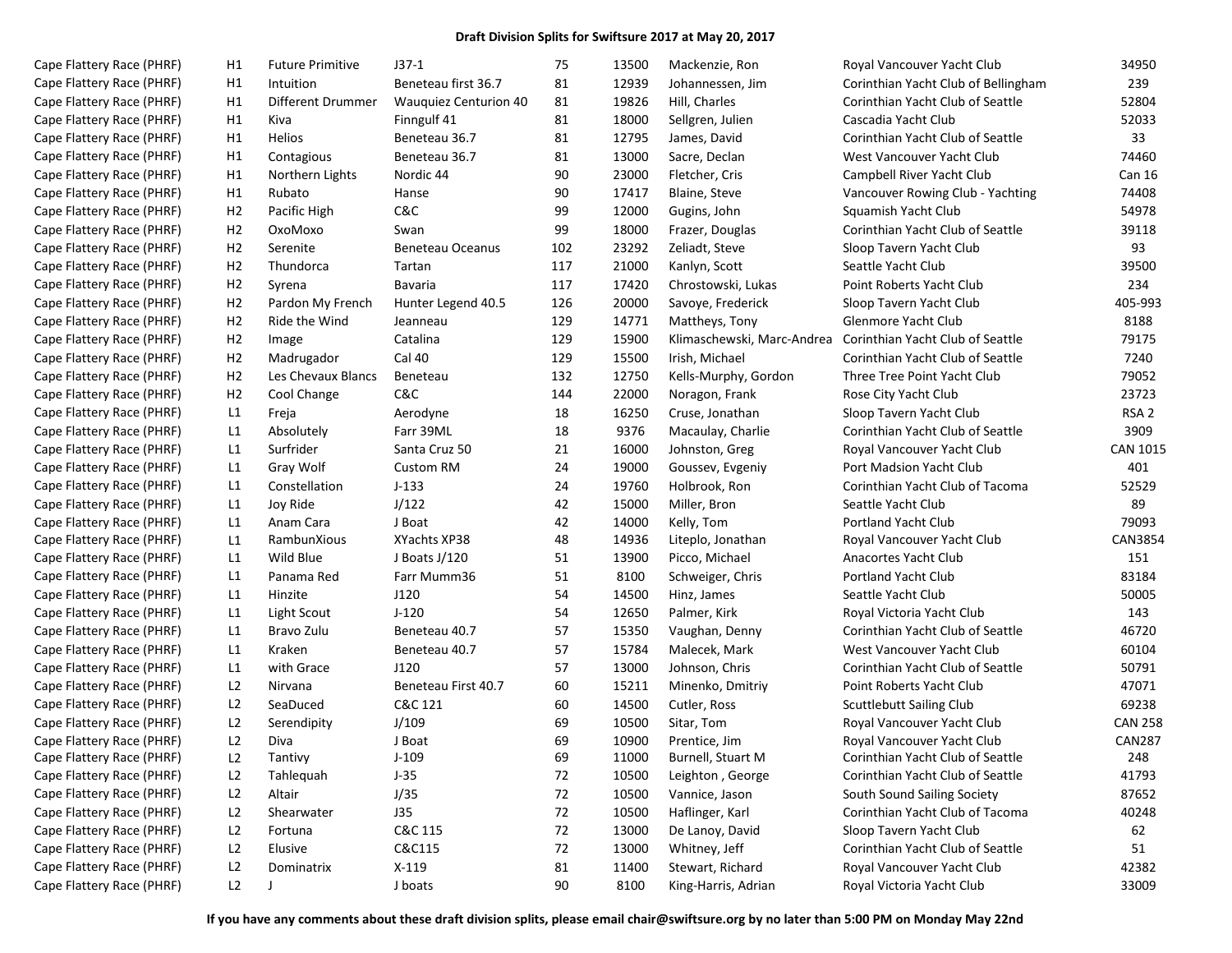**Draft Division Splits for Swiftsure 2017 at May 20, 2017**

| | | | | | | | | |
|---|---|---|---|---|---|---|---|---|
| Cape Flattery Race (PHRF) | H1 | Future Primitive | J37-1 | 75 | 13500 | Mackenzie, Ron | Royal Vancouver Yacht Club | 34950 |
| Cape Flattery Race (PHRF) | H1 | Intuition | Beneteau first 36.7 | 81 | 12939 | Johannessen, Jim | Corinthian Yacht Club of Bellingham | 239 |
| Cape Flattery Race (PHRF) | H1 | Different Drummer | Wauquiez Centurion 40 | 81 | 19826 | Hill, Charles | Corinthian Yacht Club of Seattle | 52804 |
| Cape Flattery Race (PHRF) | H1 | Kiva | Finngulf 41 | 81 | 18000 | Sellgren, Julien | Cascadia Yacht Club | 52033 |
| Cape Flattery Race (PHRF) | H1 | Helios | Beneteau 36.7 | 81 | 12795 | James, David | Corinthian Yacht Club of Seattle | 33 |
| Cape Flattery Race (PHRF) | H1 | Contagious | Beneteau 36.7 | 81 | 13000 | Sacre, Declan | West Vancouver Yacht Club | 74460 |
| Cape Flattery Race (PHRF) | H1 | Northern Lights | Nordic 44 | 90 | 23000 | Fletcher, Cris | Campbell River Yacht Club | Can 16 |
| Cape Flattery Race (PHRF) | H1 | Rubato | Hanse | 90 | 17417 | Blaine, Steve | Vancouver Rowing Club - Yachting | 74408 |
| Cape Flattery Race (PHRF) | H2 | Pacific High | C&C | 99 | 12000 | Gugins, John | Squamish Yacht Club | 54978 |
| Cape Flattery Race (PHRF) | H2 | OxoMoxo | Swan | 99 | 18000 | Frazer, Douglas | Corinthian Yacht Club of Seattle | 39118 |
| Cape Flattery Race (PHRF) | H2 | Serenite | Beneteau Oceanus | 102 | 23292 | Zeliadt, Steve | Sloop Tavern Yacht Club | 93 |
| Cape Flattery Race (PHRF) | H2 | Thundorca | Tartan | 117 | 21000 | Kanlyn, Scott | Seattle Yacht Club | 39500 |
| Cape Flattery Race (PHRF) | H2 | Syrena | Bavaria | 117 | 17420 | Chrostowski, Lukas | Point Roberts Yacht Club | 234 |
| Cape Flattery Race (PHRF) | H2 | Pardon My French | Hunter Legend 40.5 | 126 | 20000 | Savoye, Frederick | Sloop Tavern Yacht Club | 405-993 |
| Cape Flattery Race (PHRF) | H2 | Ride the Wind | Jeanneau | 129 | 14771 | Mattheys, Tony | Glenmore Yacht Club | 8188 |
| Cape Flattery Race (PHRF) | H2 | Image | Catalina | 129 | 15900 | Klimaschewski, Marc-Andrea | Corinthian Yacht Club of Seattle | 79175 |
| Cape Flattery Race (PHRF) | H2 | Madrugador | Cal 40 | 129 | 15500 | Irish, Michael | Corinthian Yacht Club of Seattle | 7240 |
| Cape Flattery Race (PHRF) | H2 | Les Chevaux Blancs | Beneteau | 132 | 12750 | Kells-Murphy, Gordon | Three Tree Point Yacht Club | 79052 |
| Cape Flattery Race (PHRF) | H2 | Cool Change | C&C | 144 | 22000 | Noragon, Frank | Rose City Yacht Club | 23723 |
| Cape Flattery Race (PHRF) | L1 | Freja | Aerodyne | 18 | 16250 | Cruse, Jonathan | Sloop Tavern Yacht Club | RSA 2 |
| Cape Flattery Race (PHRF) | L1 | Absolutely | Farr 39ML | 18 | 9376 | Macaulay, Charlie | Corinthian Yacht Club of Seattle | 3909 |
| Cape Flattery Race (PHRF) | L1 | Surfrider | Santa Cruz 50 | 21 | 16000 | Johnston, Greg | Royal Vancouver Yacht Club | CAN 1015 |
| Cape Flattery Race (PHRF) | L1 | Gray Wolf | Custom RM | 24 | 19000 | Goussev, Evgeniy | Port Madsion Yacht Club | 401 |
| Cape Flattery Race (PHRF) | L1 | Constellation | J-133 | 24 | 19760 | Holbrook, Ron | Corinthian Yacht Club of Tacoma | 52529 |
| Cape Flattery Race (PHRF) | L1 | Joy Ride | J/122 | 42 | 15000 | Miller, Bron | Seattle Yacht Club | 89 |
| Cape Flattery Race (PHRF) | L1 | Anam Cara | J Boat | 42 | 14000 | Kelly, Tom | Portland Yacht Club | 79093 |
| Cape Flattery Race (PHRF) | L1 | RambunXious | XYachts XP38 | 48 | 14936 | Liteplo, Jonathan | Royal Vancouver Yacht Club | CAN3854 |
| Cape Flattery Race (PHRF) | L1 | Wild Blue | J Boats J/120 | 51 | 13900 | Picco, Michael | Anacortes Yacht Club | 151 |
| Cape Flattery Race (PHRF) | L1 | Panama Red | Farr Mumm36 | 51 | 8100 | Schweiger, Chris | Portland Yacht Club | 83184 |
| Cape Flattery Race (PHRF) | L1 | Hinzite | J120 | 54 | 14500 | Hinz, James | Seattle Yacht Club | 50005 |
| Cape Flattery Race (PHRF) | L1 | Light Scout | J-120 | 54 | 12650 | Palmer, Kirk | Royal Victoria Yacht Club | 143 |
| Cape Flattery Race (PHRF) | L1 | Bravo Zulu | Beneteau 40.7 | 57 | 15350 | Vaughan, Denny | Corinthian Yacht Club of Seattle | 46720 |
| Cape Flattery Race (PHRF) | L1 | Kraken | Beneteau 40.7 | 57 | 15784 | Malecek, Mark | West Vancouver Yacht Club | 60104 |
| Cape Flattery Race (PHRF) | L1 | with Grace | J120 | 57 | 13000 | Johnson, Chris | Corinthian Yacht Club of Seattle | 50791 |
| Cape Flattery Race (PHRF) | L2 | Nirvana | Beneteau First 40.7 | 60 | 15211 | Minenko, Dmitriy | Point Roberts Yacht Club | 47071 |
| Cape Flattery Race (PHRF) | L2 | SeaDuced | C&C 121 | 60 | 14500 | Cutler, Ross | Scuttlebutt Sailing Club | 69238 |
| Cape Flattery Race (PHRF) | L2 | Serendipity | J/109 | 69 | 10500 | Sitar, Tom | Royal Vancouver Yacht Club | CAN 258 |
| Cape Flattery Race (PHRF) | L2 | Diva | J Boat | 69 | 10900 | Prentice, Jim | Royal Vancouver Yacht Club | CAN287 |
| Cape Flattery Race (PHRF) | L2 | Tantivy | J-109 | 69 | 11000 | Burnell, Stuart M | Corinthian Yacht Club of Seattle | 248 |
| Cape Flattery Race (PHRF) | L2 | Tahlequah | J-35 | 72 | 10500 | Leighton , George | Corinthian Yacht Club of Seattle | 41793 |
| Cape Flattery Race (PHRF) | L2 | Altair | J/35 | 72 | 10500 | Vannice, Jason | South Sound Sailing Society | 87652 |
| Cape Flattery Race (PHRF) | L2 | Shearwater | J35 | 72 | 10500 | Haflinger, Karl | Corinthian Yacht Club of Tacoma | 40248 |
| Cape Flattery Race (PHRF) | L2 | Fortuna | C&C 115 | 72 | 13000 | De Lanoy, David | Sloop Tavern Yacht Club | 62 |
| Cape Flattery Race (PHRF) | L2 | Elusive | C&C115 | 72 | 13000 | Whitney, Jeff | Corinthian Yacht Club of Seattle | 51 |
| Cape Flattery Race (PHRF) | L2 | Dominatrix | X-119 | 81 | 11400 | Stewart, Richard | Royal Vancouver Yacht Club | 42382 |
| Cape Flattery Race (PHRF) | L2 | J | J boats | 90 | 8100 | King-Harris, Adrian | Royal Victoria Yacht Club | 33009 |

**If you have any comments about these draft division splits, please email chair@swiftsure.org by no later than 5:00 PM on Monday May 22nd**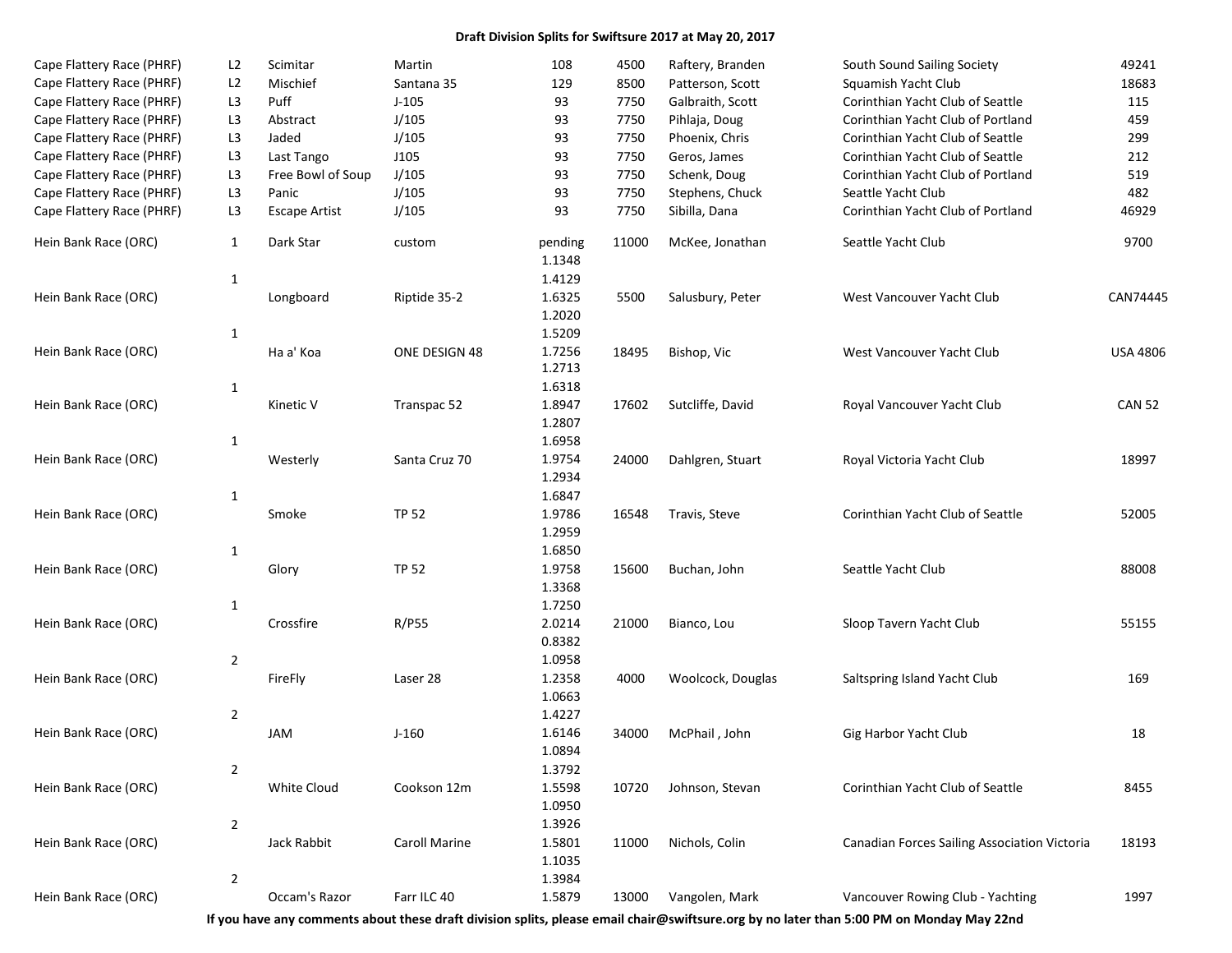**Draft Division Splits for Swiftsure 2017 at May 20, 2017**

| Race | Division | Boat | Design | Rating | Displacement | Skipper | Club | Sail # |
|---|---|---|---|---|---|---|---|---|
| Cape Flattery Race (PHRF) | L2 | Scimitar | Martin | 108 | 4500 | Raftery, Branden | South Sound Sailing Society | 49241 |
| Cape Flattery Race (PHRF) | L2 | Mischief | Santana 35 | 129 | 8500 | Patterson, Scott | Squamish Yacht Club | 18683 |
| Cape Flattery Race (PHRF) | L3 | Puff | J-105 | 93 | 7750 | Galbraith, Scott | Corinthian Yacht Club of Seattle | 115 |
| Cape Flattery Race (PHRF) | L3 | Abstract | J/105 | 93 | 7750 | Pihlaja, Doug | Corinthian Yacht Club of Portland | 459 |
| Cape Flattery Race (PHRF) | L3 | Jaded | J/105 | 93 | 7750 | Phoenix, Chris | Corinthian Yacht Club of Seattle | 299 |
| Cape Flattery Race (PHRF) | L3 | Last Tango | J105 | 93 | 7750 | Geros, James | Corinthian Yacht Club of Seattle | 212 |
| Cape Flattery Race (PHRF) | L3 | Free Bowl of Soup | J/105 | 93 | 7750 | Schenk, Doug | Corinthian Yacht Club of Portland | 519 |
| Cape Flattery Race (PHRF) | L3 | Panic | J/105 | 93 | 7750 | Stephens, Chuck | Seattle Yacht Club | 482 |
| Cape Flattery Race (PHRF) | L3 | Escape Artist | J/105 | 93 | 7750 | Sibilla, Dana | Corinthian Yacht Club of Portland | 46929 |
| Hein Bank Race (ORC) | 1 | Dark Star | custom | pending | 11000 | McKee, Jonathan | Seattle Yacht Club | 9700 |
| Hein Bank Race (ORC) | 1 | Longboard | Riptide 35-2 | 1.1348 1.4129 1.6325 | 5500 | Salusbury, Peter | West Vancouver Yacht Club | CAN74445 |
| Hein Bank Race (ORC) | 1 | Ha a' Koa | ONE DESIGN 48 | 1.2020 1.5209 1.7256 | 18495 | Bishop, Vic | West Vancouver Yacht Club | USA 4806 |
| Hein Bank Race (ORC) | 1 | Kinetic V | Transpac 52 | 1.2713 1.6318 1.8947 | 17602 | Sutcliffe, David | Royal Vancouver Yacht Club | CAN 52 |
| Hein Bank Race (ORC) | 1 | Westerly | Santa Cruz 70 | 1.2807 1.6958 1.9754 | 24000 | Dahlgren, Stuart | Royal Victoria Yacht Club | 18997 |
| Hein Bank Race (ORC) | 1 | Smoke | TP 52 | 1.2934 1.6847 1.9786 | 16548 | Travis, Steve | Corinthian Yacht Club of Seattle | 52005 |
| Hein Bank Race (ORC) | 1 | Glory | TP 52 | 1.2959 1.6850 1.9758 | 15600 | Buchan, John | Seattle Yacht Club | 88008 |
| Hein Bank Race (ORC) | 1 | Crossfire | R/P55 | 1.3368 1.7250 2.0214 | 21000 | Bianco, Lou | Sloop Tavern Yacht Club | 55155 |
| Hein Bank Race (ORC) | 2 | FireFly | Laser 28 | 0.8382 1.0958 1.2358 | 4000 | Woolcock, Douglas | Saltspring Island Yacht Club | 169 |
| Hein Bank Race (ORC) | 2 | JAM | J-160 | 1.0663 1.4227 1.6146 | 34000 | McPhail , John | Gig Harbor Yacht Club | 18 |
| Hein Bank Race (ORC) | 2 | White Cloud | Cookson 12m | 1.0894 1.3792 1.5598 | 10720 | Johnson, Stevan | Corinthian Yacht Club of Seattle | 8455 |
| Hein Bank Race (ORC) | 2 | Jack Rabbit | Caroll Marine | 1.0950 1.3926 1.5801 | 11000 | Nichols, Colin | Canadian Forces Sailing Association Victoria | 18193 |
| Hein Bank Race (ORC) | 2 | Occam's Razor | Farr ILC 40 | 1.1035 1.3984 1.5879 | 13000 | Vangolen, Mark | Vancouver Rowing Club - Yachting | 1997 |

**If you have any comments about these draft division splits, please email chair@swiftsure.org by no later than 5:00 PM on Monday May 22nd**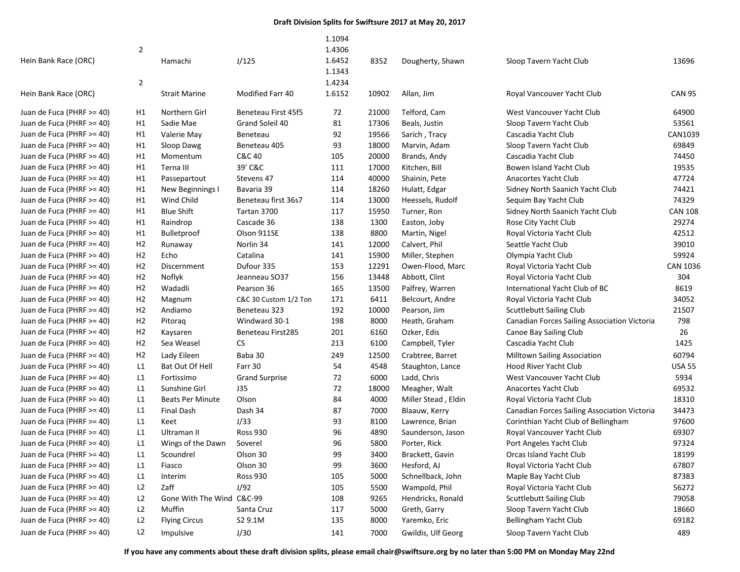**Draft Division Splits for Swiftsure 2017 at May 20, 2017**

| | | | | | | | | |
|---|---|---|---|---|---|---|---|---|
| Hein Bank Race (ORC) | 2 | Hamachi | J/125 | 1.1094<br>1.4306<br>1.6452 | 8352 | Dougherty, Shawn | Sloop Tavern Yacht Club | 13696 |
| Hein Bank Race (ORC) | 2 | Strait Marine | Modified Farr 40 | 1.1343<br>1.4234<br>1.6152 | 10902 | Allan, Jim | Royal Vancouver Yacht Club | CAN 95 |
| Juan de Fuca (PHRF >= 40) | H1 | Northern Girl | Beneteau First 45f5 | 72 | 21000 | Telford, Cam | West Vancouver Yacht Club | 64900 |
| Juan de Fuca (PHRF >= 40) | H1 | Sadie Mae | Grand Soleil 40 | 81 | 17306 | Beals, Justin | Sloop Tavern Yacht Club | 53561 |
| Juan de Fuca (PHRF >= 40) | H1 | Valerie May | Beneteau | 92 | 19566 | Sarich , Tracy | Cascadia Yacht Club | CAN1039 |
| Juan de Fuca (PHRF >= 40) | H1 | Sloop Dawg | Beneteau 405 | 93 | 18000 | Marvin, Adam | Sloop Tavern Yacht Club | 69849 |
| Juan de Fuca (PHRF >= 40) | H1 | Momentum | C&C 40 | 105 | 20000 | Brands, Andy | Cascadia Yacht Club | 74450 |
| Juan de Fuca (PHRF >= 40) | H1 | Terna III | 39' C&C | 111 | 17000 | Kitchen, Bill | Bowen Island Yacht Club | 19535 |
| Juan de Fuca (PHRF >= 40) | H1 | Passepartout | Stevens 47 | 114 | 40000 | Shainin, Pete | Anacortes Yacht Club | 47724 |
| Juan de Fuca (PHRF >= 40) | H1 | New Beginnings I | Bavaria 39 | 114 | 18260 | Hulatt, Edgar | Sidney North Saanich Yacht Club | 74421 |
| Juan de Fuca (PHRF >= 40) | H1 | Wind Child | Beneteau first 36s7 | 114 | 13000 | Heessels, Rudolf | Sequim Bay Yacht Club | 74329 |
| Juan de Fuca (PHRF >= 40) | H1 | Blue Shift | Tartan 3700 | 117 | 15950 | Turner, Ron | Sidney North Saanich Yacht Club | CAN 108 |
| Juan de Fuca (PHRF >= 40) | H1 | Raindrop | Cascade 36 | 138 | 1300 | Easton, Joby | Rose City Yacht Club | 29274 |
| Juan de Fuca (PHRF >= 40) | H1 | Bulletproof | Olson 911SE | 138 | 8800 | Martin, Nigel | Royal Victoria Yacht Club | 42512 |
| Juan de Fuca (PHRF >= 40) | H2 | Runaway | Norlin 34 | 141 | 12000 | Calvert, Phil | Seattle Yacht Club | 39010 |
| Juan de Fuca (PHRF >= 40) | H2 | Echo | Catalina | 141 | 15900 | Miller, Stephen | Olympia Yacht Club | 59924 |
| Juan de Fuca (PHRF >= 40) | H2 | Discernment | Dufour 335 | 153 | 12291 | Owen-Flood, Marc | Royal Victoria Yacht Club | CAN 1036 |
| Juan de Fuca (PHRF >= 40) | H2 | Noflyk | Jeanneau SO37 | 156 | 13448 | Abbott, Clint | Royal Victoria Yacht Club | 304 |
| Juan de Fuca (PHRF >= 40) | H2 | Wadadli | Pearson 36 | 165 | 13500 | Palfrey, Warren | International Yacht Club of BC | 8619 |
| Juan de Fuca (PHRF >= 40) | H2 | Magnum | C&C 30 Custom 1/2 Ton | 171 | 6411 | Belcourt, Andre | Royal Victoria Yacht Club | 34052 |
| Juan de Fuca (PHRF >= 40) | H2 | Andiamo | Beneteau 323 | 192 | 10000 | Pearson, Jim | Scuttlebutt Sailing Club | 21507 |
| Juan de Fuca (PHRF >= 40) | H2 | Pitoraq | Windward 30-1 | 198 | 8000 | Heath, Graham | Canadian Forces Sailing Association Victoria | 798 |
| Juan de Fuca (PHRF >= 40) | H2 | Kaysaren | Beneteau First285 | 201 | 6160 | Ozker, Edis | Canoe Bay Sailing Club | 26 |
| Juan de Fuca (PHRF >= 40) | H2 | Sea Weasel | CS | 213 | 6100 | Campbell, Tyler | Cascadia Yacht Club | 1425 |
| Juan de Fuca (PHRF >= 40) | H2 | Lady Eileen | Baba 30 | 249 | 12500 | Crabtree, Barret | Milltown Sailing Association | 60794 |
| Juan de Fuca (PHRF >= 40) | L1 | Bat Out Of Hell | Farr 30 | 54 | 4548 | Staughton, Lance | Hood River Yacht Club | USA 55 |
| Juan de Fuca (PHRF >= 40) | L1 | Fortissimo | Grand Surprise | 72 | 6000 | Ladd, Chris | West Vancouver Yacht Club | 5934 |
| Juan de Fuca (PHRF >= 40) | L1 | Sunshine Girl | J35 | 72 | 18000 | Meagher, Walt | Anacortes Yacht Club | 69532 |
| Juan de Fuca (PHRF >= 40) | L1 | Beats Per Minute | Olson | 84 | 4000 | Miller Stead , Eldin | Royal Victoria Yacht Club | 18310 |
| Juan de Fuca (PHRF >= 40) | L1 | Final Dash | Dash 34 | 87 | 7000 | Blaauw, Kerry | Canadian Forces Sailing Association Victoria | 34473 |
| Juan de Fuca (PHRF >= 40) | L1 | Keet | J/33 | 93 | 8100 | Lawrence, Brian | Corinthian Yacht Club of Bellingham | 97600 |
| Juan de Fuca (PHRF >= 40) | L1 | Ultraman II | Ross 930 | 96 | 4890 | Saunderson, Jason | Royal Vancouver Yacht Club | 69307 |
| Juan de Fuca (PHRF >= 40) | L1 | Wings of the Dawn | Soverel | 96 | 5800 | Porter, Rick | Port Angeles Yacht Club | 97324 |
| Juan de Fuca (PHRF >= 40) | L1 | Scoundrel | Olson 30 | 99 | 3400 | Brackett, Gavin | Orcas Island Yacht Club | 18199 |
| Juan de Fuca (PHRF >= 40) | L1 | Fiasco | Olson 30 | 99 | 3600 | Hesford, AJ | Royal Victoria Yacht Club | 67807 |
| Juan de Fuca (PHRF >= 40) | L1 | Interim | Ross 930 | 105 | 5000 | Schnellback, John | Maple Bay Yacht Club | 87383 |
| Juan de Fuca (PHRF >= 40) | L2 | Zaff | J/92 | 105 | 5500 | Wampold, Phil | Royal Victoria Yacht Club | 56272 |
| Juan de Fuca (PHRF >= 40) | L2 | Gone With The Wind | C&C-99 | 108 | 9265 | Hendricks, Ronald | Scuttlebutt Sailing Club | 79058 |
| Juan de Fuca (PHRF >= 40) | L2 | Muffin | Santa Cruz | 117 | 5000 | Greth, Garry | Sloop Tavern Yacht Club | 18660 |
| Juan de Fuca (PHRF >= 40) | L2 | Flying Circus | S2 9.1M | 135 | 8000 | Yaremko, Eric | Bellingham Yacht Club | 69182 |
| Juan de Fuca (PHRF >= 40) | L2 | Impulsive | J/30 | 141 | 7000 | Gwildis, Ulf Georg | Sloop Tavern Yacht Club | 489 |

**If you have any comments about these draft division splits, please email chair@swiftsure.org by no later than 5:00 PM on Monday May 22nd**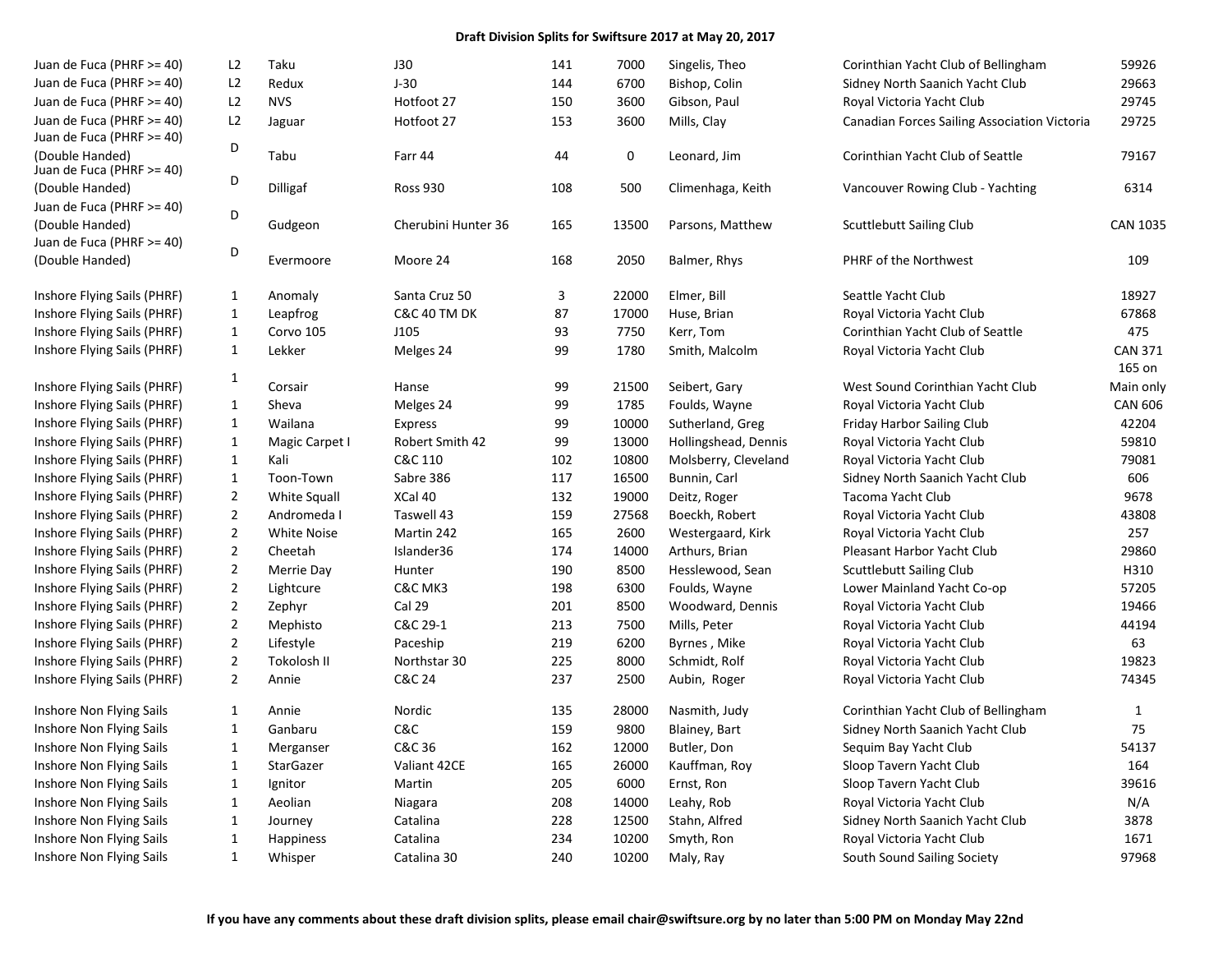**Draft Division Splits for Swiftsure 2017 at May 20, 2017**

| | | | | | | | | |
|---|---|---|---|---|---|---|---|---|
| Juan de Fuca (PHRF >= 40) | L2 | Taku | J30 | 141 | 7000 | Singelis, Theo | Corinthian Yacht Club of Bellingham | 59926 |
| Juan de Fuca (PHRF >= 40) | L2 | Redux | J-30 | 144 | 6700 | Bishop, Colin | Sidney North Saanich Yacht Club | 29663 |
| Juan de Fuca (PHRF >= 40) | L2 | NVS | Hotfoot 27 | 150 | 3600 | Gibson, Paul | Royal Victoria Yacht Club | 29745 |
| Juan de Fuca (PHRF >= 40) | L2 | Jaguar | Hotfoot 27 | 153 | 3600 | Mills, Clay | Canadian Forces Sailing Association Victoria | 29725 |
| Juan de Fuca (PHRF >= 40) (Double Handed) | D | Tabu | Farr 44 | 44 | 0 | Leonard, Jim | Corinthian Yacht Club of Seattle | 79167 |
| Juan de Fuca (PHRF >= 40) (Double Handed) | D | Dilligaf | Ross 930 | 108 | 500 | Climenhaga, Keith | Vancouver Rowing Club - Yachting | 6314 |
| Juan de Fuca (PHRF >= 40) (Double Handed) | D | Gudgeon | Cherubini Hunter 36 | 165 | 13500 | Parsons, Matthew | Scuttlebutt Sailing Club | CAN 1035 |
| Juan de Fuca (PHRF >= 40) (Double Handed) | D | Evermoore | Moore 24 | 168 | 2050 | Balmer, Rhys | PHRF of the Northwest | 109 |
| Inshore Flying Sails (PHRF) | 1 | Anomaly | Santa Cruz 50 | 3 | 22000 | Elmer, Bill | Seattle Yacht Club | 18927 |
| Inshore Flying Sails (PHRF) | 1 | Leapfrog | C&C 40 TM DK | 87 | 17000 | Huse, Brian | Royal Victoria Yacht Club | 67868 |
| Inshore Flying Sails (PHRF) | 1 | Corvo 105 | J105 | 93 | 7750 | Kerr, Tom | Corinthian Yacht Club of Seattle | 475 |
| Inshore Flying Sails (PHRF) | 1 | Lekker | Melges 24 | 99 | 1780 | Smith, Malcolm | Royal Victoria Yacht Club | CAN 371 |
| Inshore Flying Sails (PHRF) | 1 | Corsair | Hanse | 99 | 21500 | Seibert, Gary | West Sound Corinthian Yacht Club | 165 on Main only |
| Inshore Flying Sails (PHRF) | 1 | Sheva | Melges 24 | 99 | 1785 | Foulds, Wayne | Royal Victoria Yacht Club | CAN 606 |
| Inshore Flying Sails (PHRF) | 1 | Wailana | Express | 99 | 10000 | Sutherland, Greg | Friday Harbor Sailing Club | 42204 |
| Inshore Flying Sails (PHRF) | 1 | Magic Carpet I | Robert Smith 42 | 99 | 13000 | Hollingshead, Dennis | Royal Victoria Yacht Club | 59810 |
| Inshore Flying Sails (PHRF) | 1 | Kali | C&C 110 | 102 | 10800 | Molsberry, Cleveland | Royal Victoria Yacht Club | 79081 |
| Inshore Flying Sails (PHRF) | 1 | Toon-Town | Sabre 386 | 117 | 16500 | Bunnin, Carl | Sidney North Saanich Yacht Club | 606 |
| Inshore Flying Sails (PHRF) | 2 | White Squall | XCal 40 | 132 | 19000 | Deitz, Roger | Tacoma Yacht Club | 9678 |
| Inshore Flying Sails (PHRF) | 2 | Andromeda I | Taswell 43 | 159 | 27568 | Boeckh, Robert | Royal Victoria Yacht Club | 43808 |
| Inshore Flying Sails (PHRF) | 2 | White Noise | Martin 242 | 165 | 2600 | Westergaard, Kirk | Royal Victoria Yacht Club | 257 |
| Inshore Flying Sails (PHRF) | 2 | Cheetah | Islander36 | 174 | 14000 | Arthurs, Brian | Pleasant Harbor Yacht Club | 29860 |
| Inshore Flying Sails (PHRF) | 2 | Merrie Day | Hunter | 190 | 8500 | Hesslewood, Sean | Scuttlebutt Sailing Club | H310 |
| Inshore Flying Sails (PHRF) | 2 | Lightcure | C&C MK3 | 198 | 6300 | Foulds, Wayne | Lower Mainland Yacht Co-op | 57205 |
| Inshore Flying Sails (PHRF) | 2 | Zephyr | Cal 29 | 201 | 8500 | Woodward, Dennis | Royal Victoria Yacht Club | 19466 |
| Inshore Flying Sails (PHRF) | 2 | Mephisto | C&C 29-1 | 213 | 7500 | Mills, Peter | Royal Victoria Yacht Club | 44194 |
| Inshore Flying Sails (PHRF) | 2 | Lifestyle | Paceship | 219 | 6200 | Byrnes , Mike | Royal Victoria Yacht Club | 63 |
| Inshore Flying Sails (PHRF) | 2 | Tokolosh II | Northstar 30 | 225 | 8000 | Schmidt, Rolf | Royal Victoria Yacht Club | 19823 |
| Inshore Flying Sails (PHRF) | 2 | Annie | C&C 24 | 237 | 2500 | Aubin, Roger | Royal Victoria Yacht Club | 74345 |
| Inshore Non Flying Sails | 1 | Annie | Nordic | 135 | 28000 | Nasmith, Judy | Corinthian Yacht Club of Bellingham | 1 |
| Inshore Non Flying Sails | 1 | Ganbaru | C&C | 159 | 9800 | Blainey, Bart | Sidney North Saanich Yacht Club | 75 |
| Inshore Non Flying Sails | 1 | Merganser | C&C 36 | 162 | 12000 | Butler, Don | Sequim Bay Yacht Club | 54137 |
| Inshore Non Flying Sails | 1 | StarGazer | Valiant 42CE | 165 | 26000 | Kauffman, Roy | Sloop Tavern Yacht Club | 164 |
| Inshore Non Flying Sails | 1 | Ignitor | Martin | 205 | 6000 | Ernst, Ron | Sloop Tavern Yacht Club | 39616 |
| Inshore Non Flying Sails | 1 | Aeolian | Niagara | 208 | 14000 | Leahy, Rob | Royal Victoria Yacht Club | N/A |
| Inshore Non Flying Sails | 1 | Journey | Catalina | 228 | 12500 | Stahn, Alfred | Sidney North Saanich Yacht Club | 3878 |
| Inshore Non Flying Sails | 1 | Happiness | Catalina | 234 | 10200 | Smyth, Ron | Royal Victoria Yacht Club | 1671 |
| Inshore Non Flying Sails | 1 | Whisper | Catalina 30 | 240 | 10200 | Maly, Ray | South Sound Sailing Society | 97968 |

**If you have any comments about these draft division splits, please email chair@swiftsure.org by no later than 5:00 PM on Monday May 22nd**